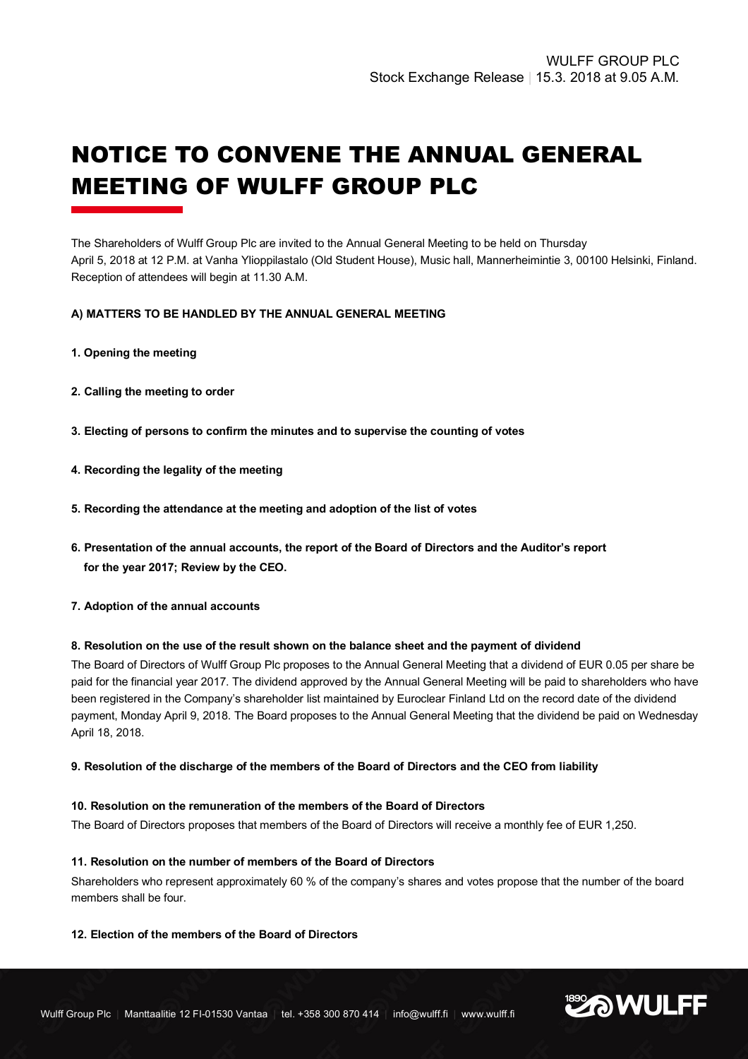WULFF GROUP PLC
Stock Exchange Release | 15.3. 2018 at 9.05 A.M.

# NOTICE TO CONVENE THE ANNUAL GENERAL MEETING OF WULFF GROUP PLC

The Shareholders of Wulff Group Plc are invited to the Annual General Meeting to be held on Thursday April 5, 2018 at 12 P.M. at Vanha Ylioppilastalo (Old Student House), Music hall, Mannerheimintie 3, 00100 Helsinki, Finland. Reception of attendees will begin at 11.30 A.M.

**A) MATTERS TO BE HANDLED BY THE ANNUAL GENERAL MEETING**

**1. Opening the meeting**

**2. Calling the meeting to order**

**3. Electing of persons to confirm the minutes and to supervise the counting of votes**

**4. Recording the legality of the meeting**

**5. Recording the attendance at the meeting and adoption of the list of votes**

**6. Presentation of the annual accounts, the report of the Board of Directors and the Auditor's report for the year 2017; Review by the CEO.**

**7. Adoption of the annual accounts**

**8. Resolution on the use of the result shown on the balance sheet and the payment of dividend**

The Board of Directors of Wulff Group Plc proposes to the Annual General Meeting that a dividend of EUR 0.05 per share be paid for the financial year 2017. The dividend approved by the Annual General Meeting will be paid to shareholders who have been registered in the Company's shareholder list maintained by Euroclear Finland Ltd on the record date of the dividend payment, Monday April 9, 2018. The Board proposes to the Annual General Meeting that the dividend be paid on Wednesday April 18, 2018.

**9. Resolution of the discharge of the members of the Board of Directors and the CEO from liability**

**10. Resolution on the remuneration of the members of the Board of Directors**

The Board of Directors proposes that members of the Board of Directors will receive a monthly fee of EUR 1,250.

**11. Resolution on the number of members of the Board of Directors**

Shareholders who represent approximately 60 % of the company's shares and votes propose that the number of the board members shall be four.

**12. Election of the members of the Board of Directors**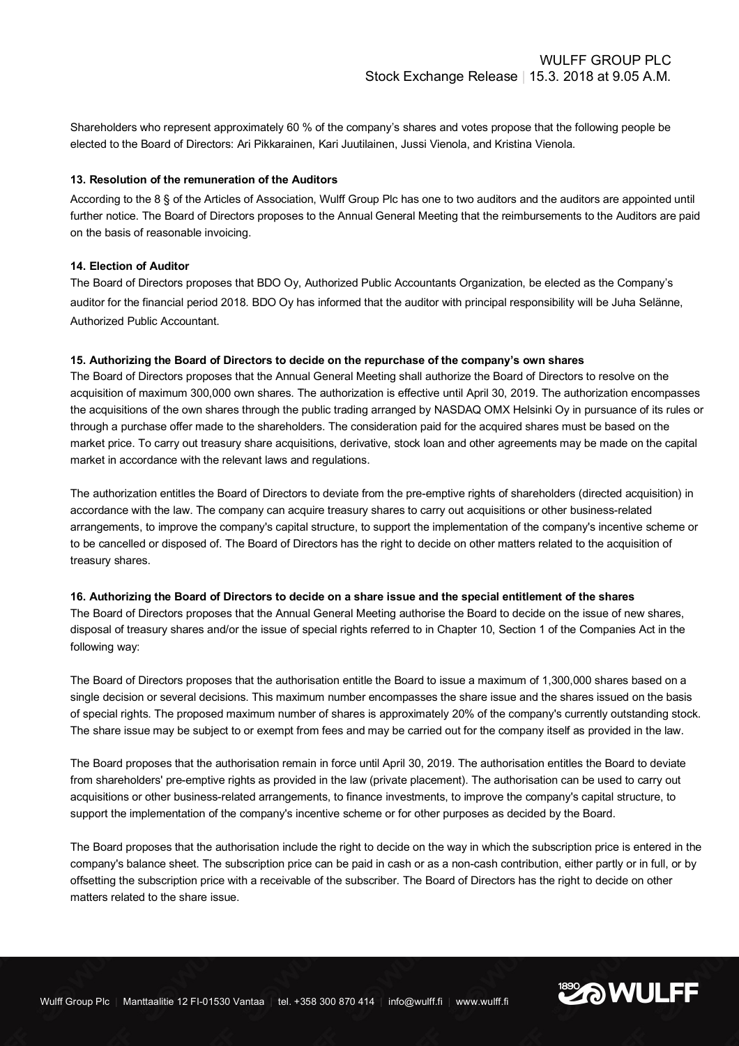Shareholders who represent approximately 60 % of the company's shares and votes propose that the following people be elected to the Board of Directors: Ari Pikkarainen, Kari Juutilainen, Jussi Vienola, and Kristina Vienola.

**13. Resolution of the remuneration of the Auditors**

According to the 8 § of the Articles of Association, Wulff Group Plc has one to two auditors and the auditors are appointed until further notice. The Board of Directors proposes to the Annual General Meeting that the reimbursements to the Auditors are paid on the basis of reasonable invoicing.

**14. Election of Auditor**

The Board of Directors proposes that BDO Oy, Authorized Public Accountants Organization, be elected as the Company's auditor for the financial period 2018. BDO Oy has informed that the auditor with principal responsibility will be Juha Selänne, Authorized Public Accountant.

**15. Authorizing the Board of Directors to decide on the repurchase of the company's own shares**

The Board of Directors proposes that the Annual General Meeting shall authorize the Board of Directors to resolve on the acquisition of maximum 300,000 own shares. The authorization is effective until April 30, 2019. The authorization encompasses the acquisitions of the own shares through the public trading arranged by NASDAQ OMX Helsinki Oy in pursuance of its rules or through a purchase offer made to the shareholders. The consideration paid for the acquired shares must be based on the market price. To carry out treasury share acquisitions, derivative, stock loan and other agreements may be made on the capital market in accordance with the relevant laws and regulations.

The authorization entitles the Board of Directors to deviate from the pre-emptive rights of shareholders (directed acquisition) in accordance with the law. The company can acquire treasury shares to carry out acquisitions or other business-related arrangements, to improve the company's capital structure, to support the implementation of the company's incentive scheme or to be cancelled or disposed of. The Board of Directors has the right to decide on other matters related to the acquisition of treasury shares.

**16. Authorizing the Board of Directors to decide on a share issue and the special entitlement of the shares**

The Board of Directors proposes that the Annual General Meeting authorise the Board to decide on the issue of new shares, disposal of treasury shares and/or the issue of special rights referred to in Chapter 10, Section 1 of the Companies Act in the following way:

The Board of Directors proposes that the authorisation entitle the Board to issue a maximum of 1,300,000 shares based on a single decision or several decisions. This maximum number encompasses the share issue and the shares issued on the basis of special rights. The proposed maximum number of shares is approximately 20% of the company's currently outstanding stock. The share issue may be subject to or exempt from fees and may be carried out for the company itself as provided in the law.

The Board proposes that the authorisation remain in force until April 30, 2019. The authorisation entitles the Board to deviate from shareholders' pre-emptive rights as provided in the law (private placement). The authorisation can be used to carry out acquisitions or other business-related arrangements, to finance investments, to improve the company's capital structure, to support the implementation of the company's incentive scheme or for other purposes as decided by the Board.

The Board proposes that the authorisation include the right to decide on the way in which the subscription price is entered in the company's balance sheet. The subscription price can be paid in cash or as a non-cash contribution, either partly or in full, or by offsetting the subscription price with a receivable of the subscriber. The Board of Directors has the right to decide on other matters related to the share issue.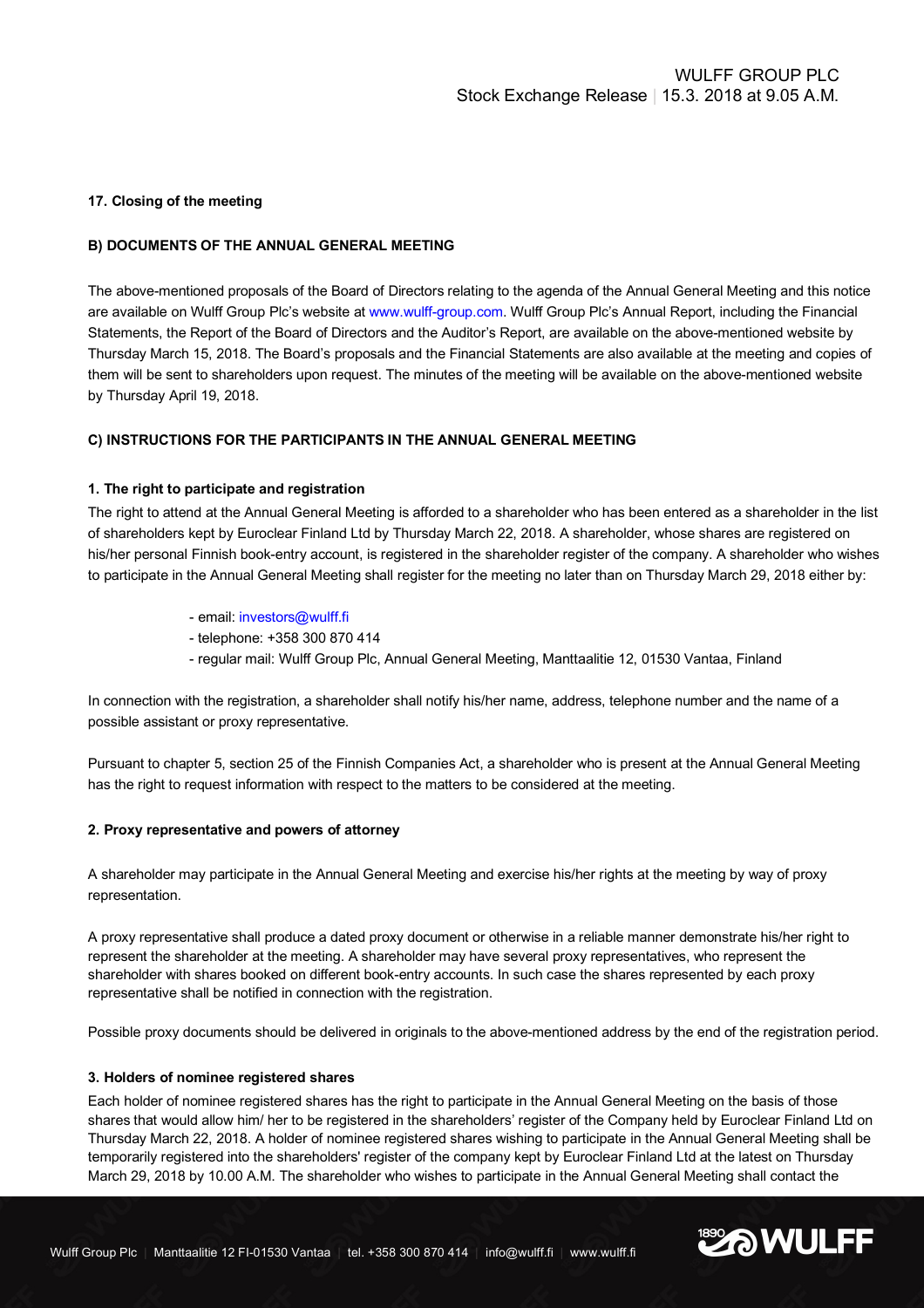**17. Closing of the meeting**

**B) DOCUMENTS OF THE ANNUAL GENERAL MEETING**

The above-mentioned proposals of the Board of Directors relating to the agenda of the Annual General Meeting and this notice are available on Wulff Group Plc's website at www.wulff-group.com. Wulff Group Plc's Annual Report, including the Financial Statements, the Report of the Board of Directors and the Auditor's Report, are available on the above-mentioned website by Thursday March 15, 2018. The Board's proposals and the Financial Statements are also available at the meeting and copies of them will be sent to shareholders upon request. The minutes of the meeting will be available on the above-mentioned website by Thursday April 19, 2018.

**C) INSTRUCTIONS FOR THE PARTICIPANTS IN THE ANNUAL GENERAL MEETING**

**1. The right to participate and registration**

The right to attend at the Annual General Meeting is afforded to a shareholder who has been entered as a shareholder in the list of shareholders kept by Euroclear Finland Ltd by Thursday March 22, 2018. A shareholder, whose shares are registered on his/her personal Finnish book-entry account, is registered in the shareholder register of the company. A shareholder who wishes to participate in the Annual General Meeting shall register for the meeting no later than on Thursday March 29, 2018 either by:

- email: investors@wulff.fi
- telephone: +358 300 870 414
- regular mail: Wulff Group Plc, Annual General Meeting, Manttaalitie 12, 01530 Vantaa, Finland

In connection with the registration, a shareholder shall notify his/her name, address, telephone number and the name of a possible assistant or proxy representative.

Pursuant to chapter 5, section 25 of the Finnish Companies Act, a shareholder who is present at the Annual General Meeting has the right to request information with respect to the matters to be considered at the meeting.

**2. Proxy representative and powers of attorney**

A shareholder may participate in the Annual General Meeting and exercise his/her rights at the meeting by way of proxy representation.

A proxy representative shall produce a dated proxy document or otherwise in a reliable manner demonstrate his/her right to represent the shareholder at the meeting. A shareholder may have several proxy representatives, who represent the shareholder with shares booked on different book-entry accounts. In such case the shares represented by each proxy representative shall be notified in connection with the registration.

Possible proxy documents should be delivered in originals to the above-mentioned address by the end of the registration period.

**3. Holders of nominee registered shares**

Each holder of nominee registered shares has the right to participate in the Annual General Meeting on the basis of those shares that would allow him/ her to be registered in the shareholders' register of the Company held by Euroclear Finland Ltd on Thursday March 22, 2018. A holder of nominee registered shares wishing to participate in the Annual General Meeting shall be temporarily registered into the shareholders' register of the company kept by Euroclear Finland Ltd at the latest on Thursday March 29, 2018 by 10.00 A.M. The shareholder who wishes to participate in the Annual General Meeting shall contact the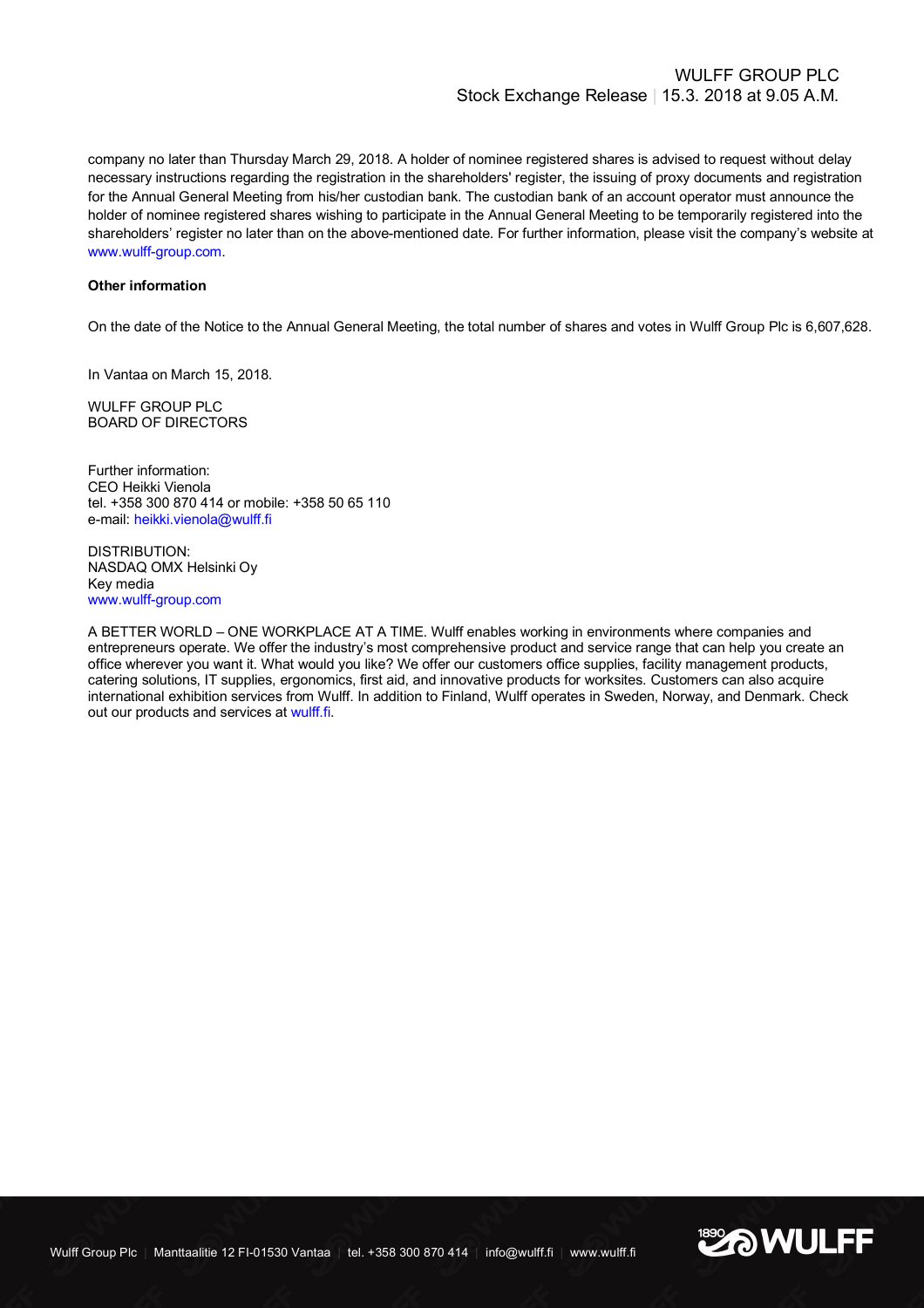company no later than Thursday March 29, 2018. A holder of nominee registered shares is advised to request without delay necessary instructions regarding the registration in the shareholders' register, the issuing of proxy documents and registration for the Annual General Meeting from his/her custodian bank. The custodian bank of an account operator must announce the holder of nominee registered shares wishing to participate in the Annual General Meeting to be temporarily registered into the shareholders' register no later than on the above-mentioned date. For further information, please visit the company's website at www.wulff-group.com.

**Other information**

On the date of the Notice to the Annual General Meeting, the total number of shares and votes in Wulff Group Plc is 6,607,628.

In Vantaa on March 15, 2018.

WULFF GROUP PLC
BOARD OF DIRECTORS

Further information:
CEO Heikki Vienola
tel. +358 300 870 414 or mobile: +358 50 65 110
e-mail: heikki.vienola@wulff.fi

DISTRIBUTION:
NASDAQ OMX Helsinki Oy
Key media
www.wulff-group.com

A BETTER WORLD – ONE WORKPLACE AT A TIME. Wulff enables working in environments where companies and entrepreneurs operate. We offer the industry's most comprehensive product and service range that can help you create an office wherever you want it. What would you like? We offer our customers office supplies, facility management products, catering solutions, IT supplies, ergonomics, first aid, and innovative products for worksites. Customers can also acquire international exhibition services from Wulff. In addition to Finland, Wulff operates in Sweden, Norway, and Denmark. Check out our products and services at wulff.fi.